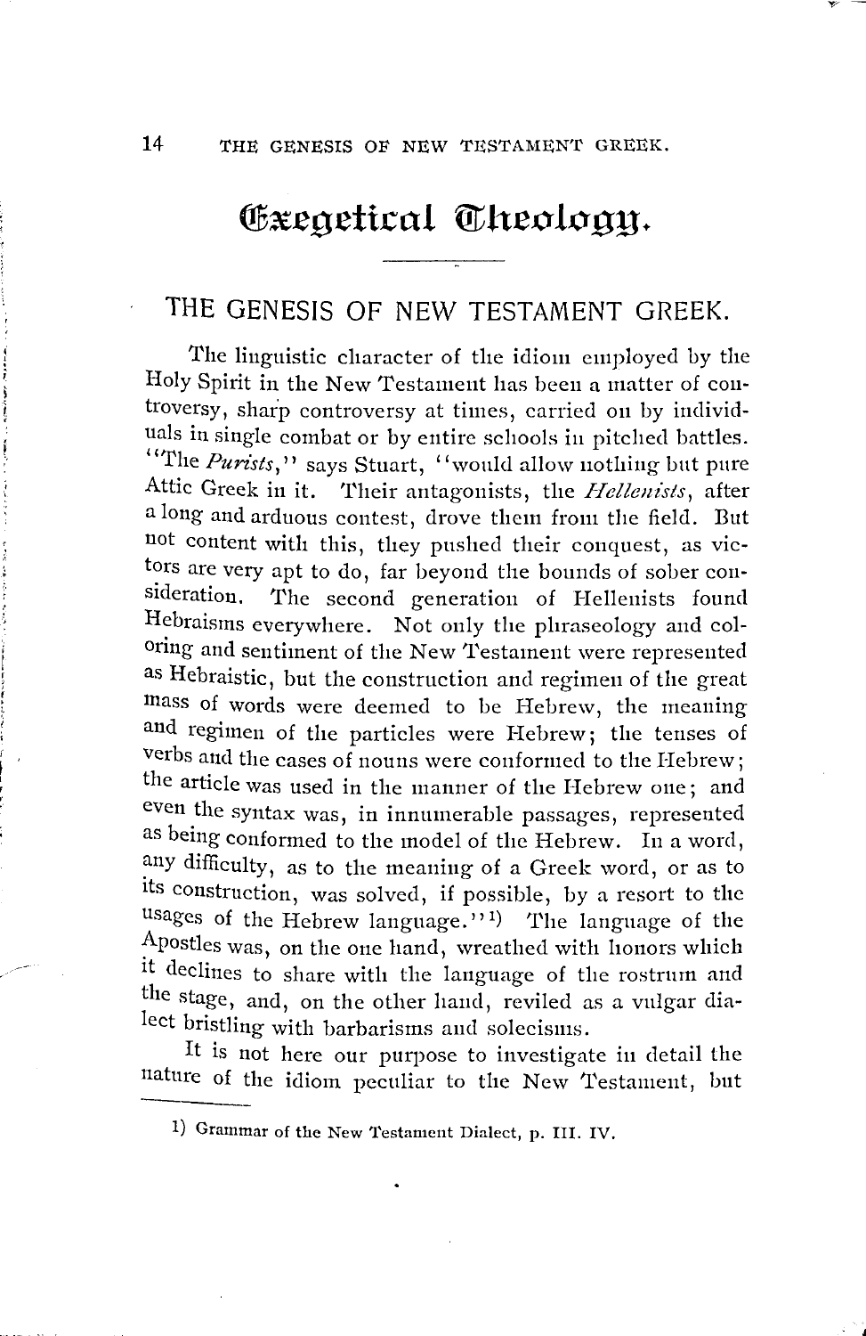# Exegetical Theology.

## THE GENESIS OF NEW TESTAMENT GREEK.

The linguistic character of the idiom employed by the Holy Spirit in the New Testament has been a matter of controversy, sharp controversy at times, carried on by individuals in single combat or by entire schools in pitched battles. "The *Purists*," says Stuart, "would allow nothing but pure Attic Greek in it. Their antagonists, the *Hellenists*, after a long and arduous contest, drove them from the field. But not content with this, they pushed their conquest, as victors are very apt to do, far beyond the bounds of sober consideration. The second generation of Hellenists found Hebraisms everywhere. Not only the phraseology and coloring and sentiment of the New Testament were represented as Hebraistic, but the construction and regimen of the great mass of words were deemed to be Hebrew, the meaning and regimen of the particles were Hebrew; the tenses of verbs and the cases of nouns were conformed to the Hebrew; the article was used in the manner of the Hebrew one; and even the syntax was, in innumerable passages, represented as being conformed to the model of the Hebrew. In a word, any difficulty, as to the meaning of a Greek word, or as to its construction, was solved, if possible, by a resort to the usages of the Hebrew language."[1] The language of the Apostles was, on the one hand, wreathed with honors which it declines to share with the language of the rostrum and the stage, and, on the other hand, reviled as a vulgar dialect bristling with barbarisms and solecisms.

It is not here our purpose to investigate in detail the nature of the idiom peculiar to the New Testament, but

1) Grammar of the New Testament Dialect, p. III. IV.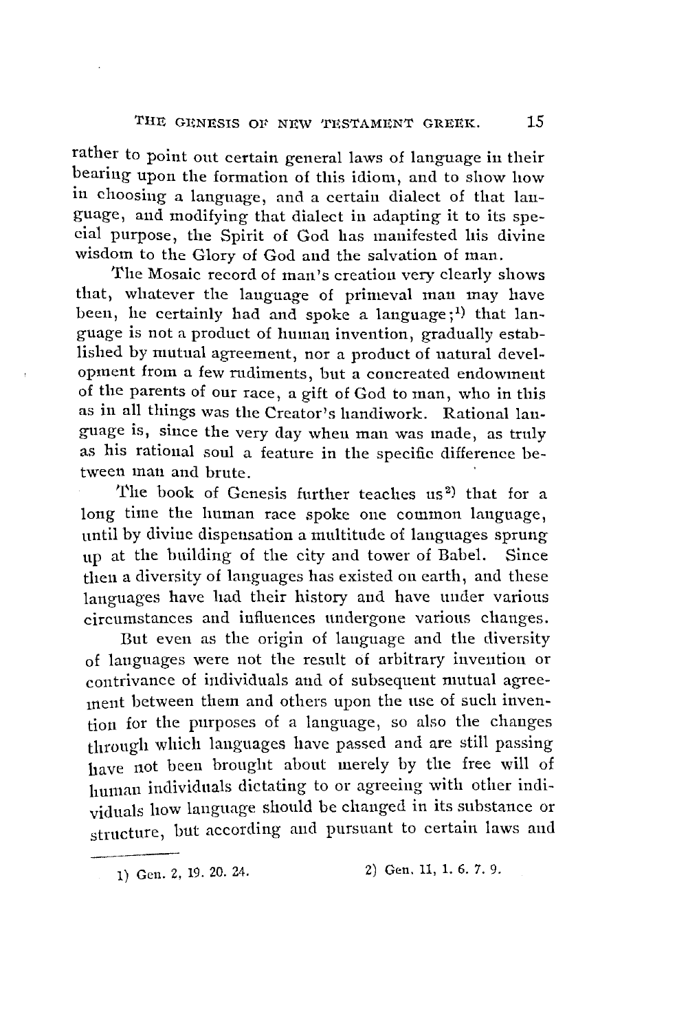rather to point out certain general laws of language in their bearing upon the formation of this idiom, and to show how in choosing a language, and a certain dialect of that language, and modifying that dialect in adapting it to its special purpose, the Spirit of God has manifested his divine wisdom to the Glory of God and the salvation of man.

The Mosaic record of man's creation very clearly shows that, whatever the language of primeval man may have been, he certainly had and spoke a language;[1] that language is not a product of human invention, gradually established by mutual agreement, nor a product of natural development from a few rudiments, but a concreated endowment of the parents of our race, a gift of God to man, who in this as in all things was the Creator's handiwork. Rational language is, since the very day when man was made, as truly as his rational soul a feature in the specific difference between man and brute.

The book of Genesis further teaches us[2] that for a long time the human race spoke one common language, until by divine dispensation a multitude of languages sprung up at the building of the city and tower of Babel. Since then a diversity of languages has existed on earth, and these languages have had their history and have under various circumstances and influences undergone various changes.

But even as the origin of language and the diversity of languages were not the result of arbitrary invention or contrivance of individuals and of subsequent mutual agreement between them and others upon the use of such invention for the purposes of a language, so also the changes through which languages have passed and are still passing have not been brought about merely by the free will of human individuals dictating to or agreeing with other individuals how language should be changed in its substance or structure, but according and pursuant to certain laws and

---

1) Gen. 2, 19. 20. 24.

2) Gen. 11, 1. 6. 7. 9.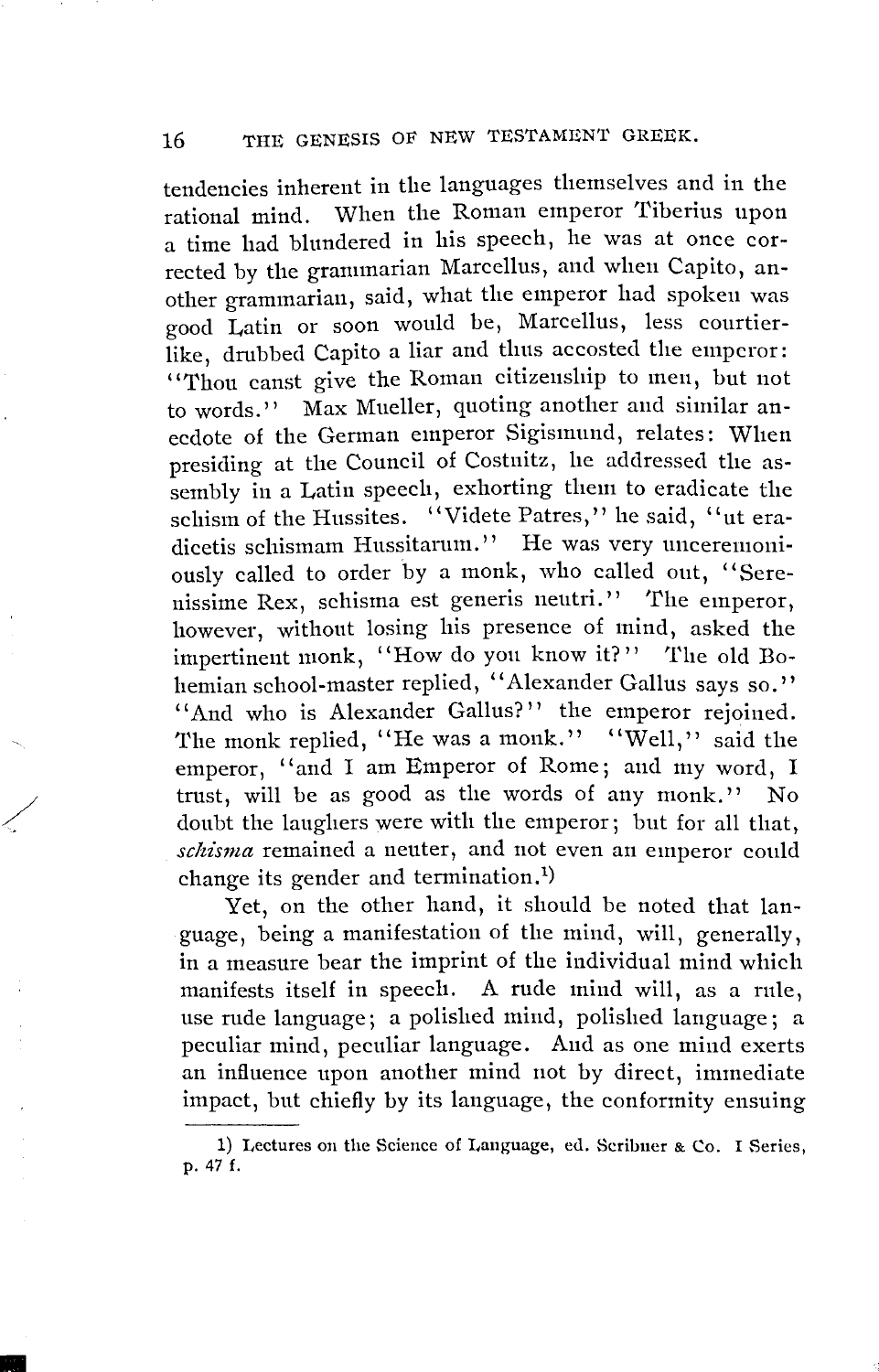tendencies inherent in the languages themselves and in the rational mind. When the Roman emperor Tiberius upon a time had blundered in his speech, he was at once corrected by the grammarian Marcellus, and when Capito, another grammarian, said, what the emperor had spoken was good Latin or soon would be, Marcellus, less courtier-like, drubbed Capito a liar and thus accosted the emperor: "Thou canst give the Roman citizenship to men, but not to words." Max Mueller, quoting another and similar anecdote of the German emperor Sigismund, relates: When presiding at the Council of Costnitz, he addressed the assembly in a Latin speech, exhorting them to eradicate the schism of the Hussites. "Videte Patres," he said, "ut eradicetis schismam Hussitarum." He was very unceremoniously called to order by a monk, who called out, "Serenissime Rex, schisma est generis neutri." The emperor, however, without losing his presence of mind, asked the impertinent monk, "How do you know it?" The old Bohemian school-master replied, "Alexander Gallus says so." "And who is Alexander Gallus?" the emperor rejoined. The monk replied, "He was a monk." "Well," said the emperor, "and I am Emperor of Rome; and my word, I trust, will be as good as the words of any monk." No doubt the laughers were with the emperor; but for all that, *schisma* remained a neuter, and not even an emperor could change its gender and termination.[1)]

Yet, on the other hand, it should be noted that language, being a manifestation of the mind, will, generally, in a measure bear the imprint of the individual mind which manifests itself in speech. A rude mind will, as a rule, use rude language; a polished mind, polished language; a peculiar mind, peculiar language. And as one mind exerts an influence upon another mind not by direct, immediate impact, but chiefly by its language, the conformity ensuing

---

1) Lectures on the Science of Language, ed. Scribner & Co. I Series, p. 47 f.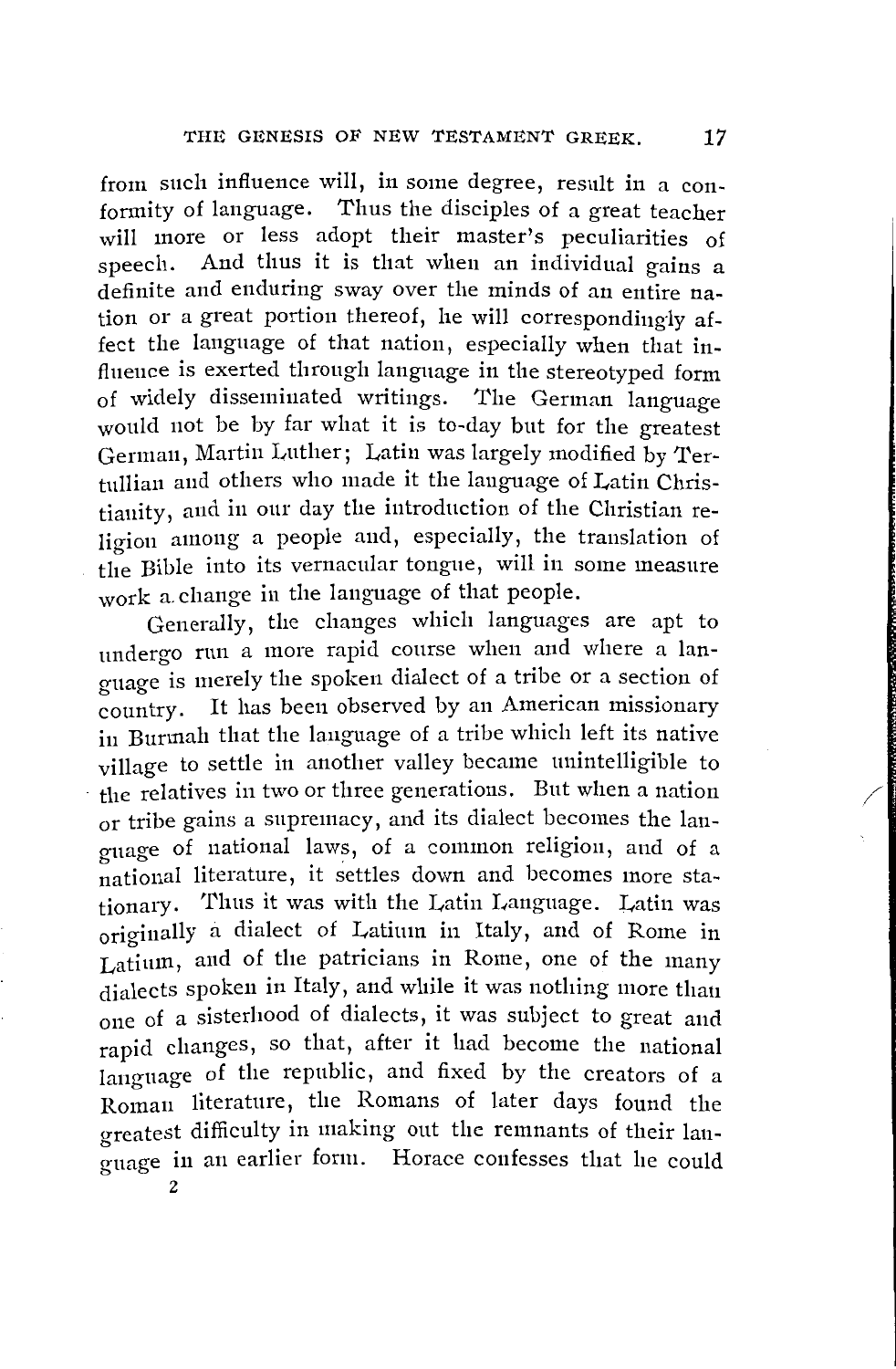from such influence will, in some degree, result in a conformity of language. Thus the disciples of a great teacher will more or less adopt their master's peculiarities of speech. And thus it is that when an individual gains a definite and enduring sway over the minds of an entire nation or a great portion thereof, he will correspondingly affect the language of that nation, especially when that influence is exerted through language in the stereotyped form of widely disseminated writings. The German language would not be by far what it is to-day but for the greatest German, Martin Luther; Latin was largely modified by Tertullian and others who made it the language of Latin Christianity, and in our day the introduction of the Christian religion among a people and, especially, the translation of the Bible into its vernacular tongue, will in some measure work a change in the language of that people.

Generally, the changes which languages are apt to undergo run a more rapid course when and where a language is merely the spoken dialect of a tribe or a section of country. It has been observed by an American missionary in Burmah that the language of a tribe which left its native village to settle in another valley became unintelligible to the relatives in two or three generations. But when a nation or tribe gains a supremacy, and its dialect becomes the language of national laws, of a common religion, and of a national literature, it settles down and becomes more stationary. Thus it was with the Latin Language. Latin was originally a dialect of Latium in Italy, and of Rome in Latium, and of the patricians in Rome, one of the many dialects spoken in Italy, and while it was nothing more than one of a sisterhood of dialects, it was subject to great and rapid changes, so that, after it had become the national language of the republic, and fixed by the creators of a Roman literature, the Romans of later days found the greatest difficulty in making out the remnants of their language in an earlier form. Horace confesses that he could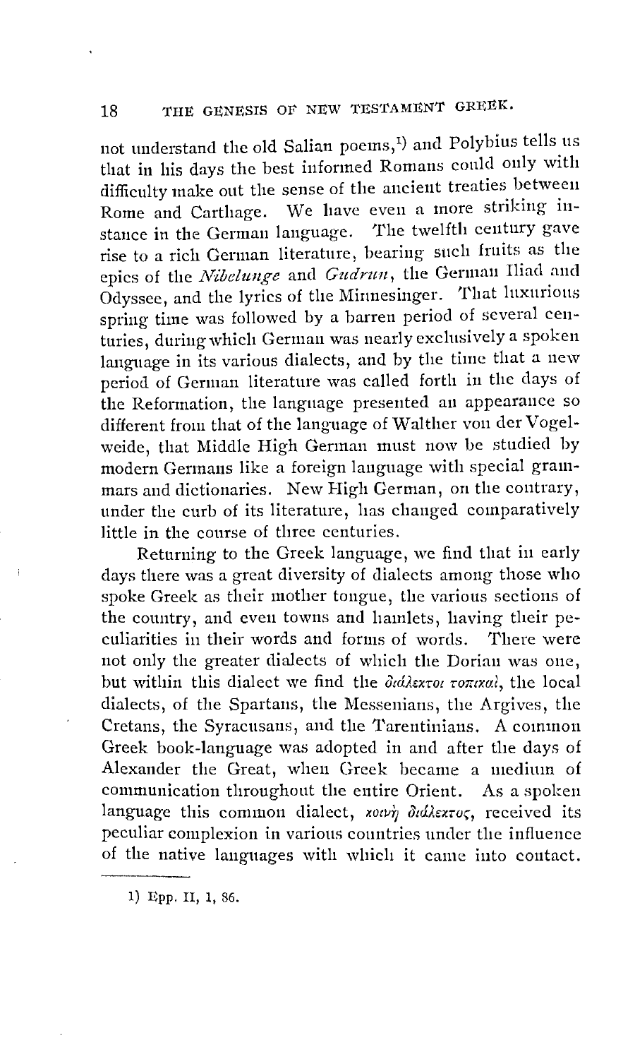not understand the old Salian poems,[1] and Polybius tells us that in his days the best informed Romans could only with difficulty make out the sense of the ancient treaties between Rome and Carthage. We have even a more striking instance in the German language. The twelfth century gave rise to a rich German literature, bearing such fruits as the epics of the *Nibelunge* and *Gudrun*, the German Iliad and Odyssee, and the lyrics of the Minnesinger. That luxurious spring time was followed by a barren period of several centuries, during which German was nearly exclusively a spoken language in its various dialects, and by the time that a new period of German literature was called forth in the days of the Reformation, the language presented an appearance so different from that of the language of Walther von der Vogelweide, that Middle High German must now be studied by modern Germans like a foreign language with special grammars and dictionaries. New High German, on the contrary, under the curb of its literature, has changed comparatively little in the course of three centuries.

Returning to the Greek language, we find that in early days there was a great diversity of dialects among those who spoke Greek as their mother tongue, the various sections of the country, and even towns and hamlets, having their peculiarities in their words and forms of words. There were not only the greater dialects of which the Dorian was one, but within this dialect we find the *διάλεκτοι τοπικαί*, the local dialects, of the Spartans, the Messenians, the Argives, the Cretans, the Syracusans, and the Tarentinians. A common Greek book-language was adopted in and after the days of Alexander the Great, when Greek became a medium of communication throughout the entire Orient. As a spoken language this common dialect, *κοινὴ διάλεκτος*, received its peculiar complexion in various countries under the influence of the native languages with which it came into contact.

---

1) Epp. II, 1, 86.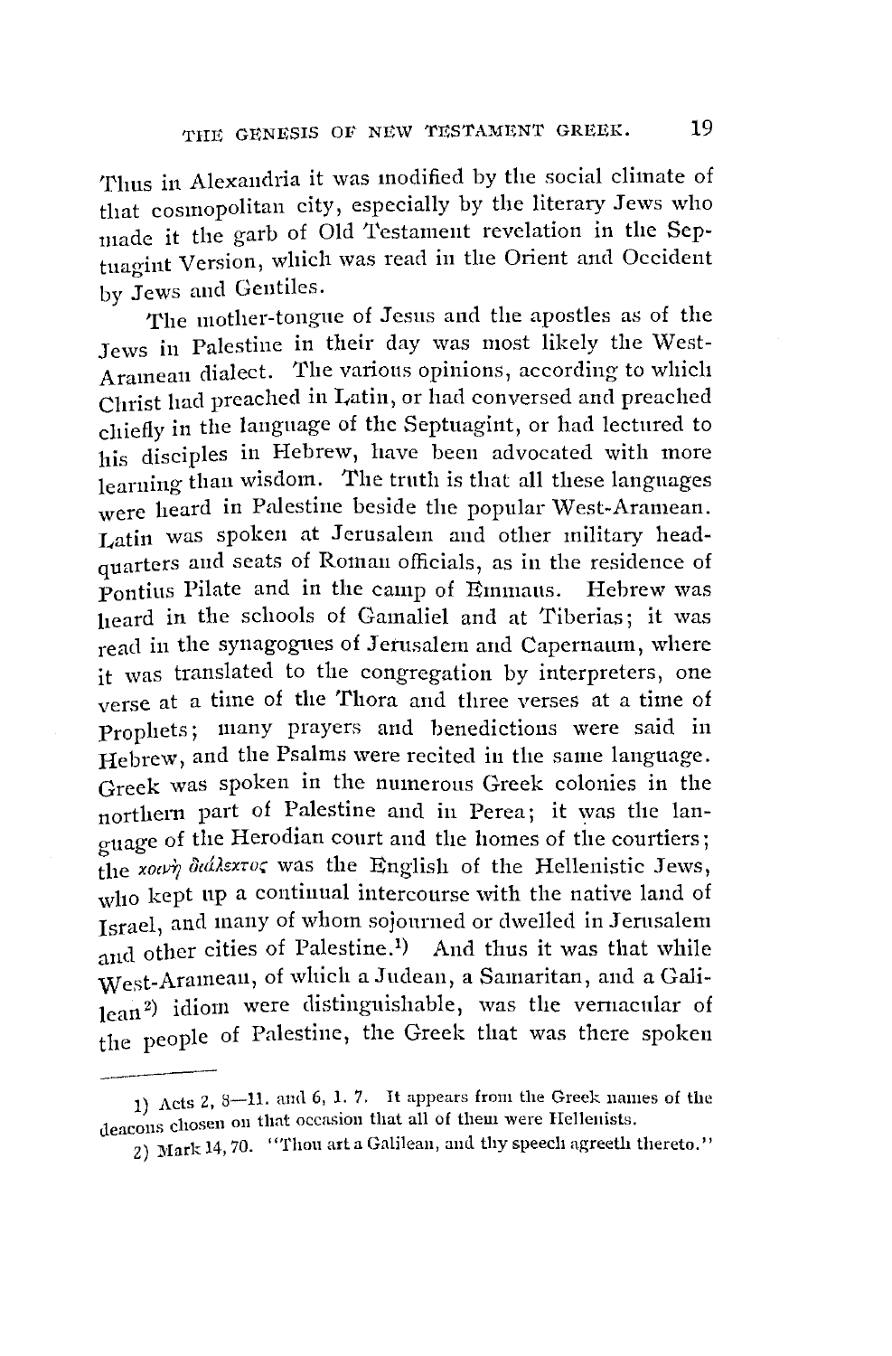Thus in Alexandria it was modified by the social climate of that cosmopolitan city, especially by the literary Jews who made it the garb of Old Testament revelation in the Septuagint Version, which was read in the Orient and Occident by Jews and Gentiles.

The mother-tongue of Jesus and the apostles as of the Jews in Palestine in their day was most likely the West-Aramean dialect. The various opinions, according to which Christ had preached in Latin, or had conversed and preached chiefly in the language of the Septuagint, or had lectured to his disciples in Hebrew, have been advocated with more learning than wisdom. The truth is that all these languages were heard in Palestine beside the popular West-Aramean. Latin was spoken at Jerusalem and other military head-quarters and seats of Roman officials, as in the residence of Pontius Pilate and in the camp of Emmaus. Hebrew was heard in the schools of Gamaliel and at Tiberias; it was read in the synagogues of Jerusalem and Capernaum, where it was translated to the congregation by interpreters, one verse at a time of the Thora and three verses at a time of Prophets; many prayers and benedictions were said in Hebrew, and the Psalms were recited in the same language. Greek was spoken in the numerous Greek colonies in the northern part of Palestine and in Perea; it was the language of the Herodian court and the homes of the courtiers; the κοινὴ διάλεκτος was the English of the Hellenistic Jews, who kept up a continual intercourse with the native land of Israel, and many of whom sojourned or dwelled in Jerusalem and other cities of Palestine.[1] And thus it was that while West-Aramean, of which a Judean, a Samaritan, and a Galilean[2] idiom were distinguishable, was the vernacular of the people of Palestine, the Greek that was there spoken

---

1) Acts 2, 8—11. and 6, 1. 7. It appears from the Greek names of the deacons chosen on that occasion that all of them were Hellenists.

2) Mark 14, 70. "Thou art a Galilean, and thy speech agreeth thereto."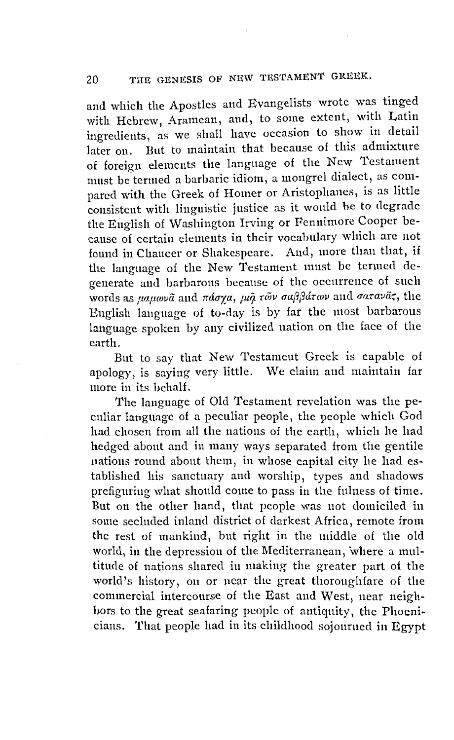and which the Apostles and Evangelists wrote was tinged with Hebrew, Aramean, and, to some extent, with Latin ingredients, as we shall have occasion to show in detail later on. But to maintain that because of this admixture of foreign elements the language of the New Testament must be termed a barbaric idiom, a mongrel dialect, as compared with the Greek of Homer or Aristophanes, is as little consistent with linguistic justice as it would be to degrade the English of Washington Irving or Fennimore Cooper because of certain elements in their vocabulary which are not found in Chaucer or Shakespeare. And, more than that, if the language of the New Testament must be termed degenerate and barbarous because of the occurrence of such words as *μαμωνᾶ* and *πάσχα*, *μιᾷ τῶν σαββάτων* and *σατανᾶς*, the English language of to-day is by far the most barbarous language spoken by any civilized nation on the face of the earth.

But to say that New Testament Greek is capable of apology, is saying very little. We claim and maintain far more in its behalf.

The language of Old Testament revelation was the peculiar language of a peculiar people, the people which God had chosen from all the nations of the earth, which he had hedged about and in many ways separated from the gentile nations round about them, in whose capital city he had established his sanctuary and worship, types and shadows prefiguring what should come to pass in the fulness of time. But on the other hand, that people was not domiciled in some secluded inland district of darkest Africa, remote from the rest of mankind, but right in the middle of the old world, in the depression of the Mediterranean, where a multitude of nations shared in making the greater part of the world's history, on or near the great thoroughfare of the commercial intercourse of the East and West, near neighbors to the great seafaring people of antiquity, the Phoenicians. That people had in its childhood sojourned in Egypt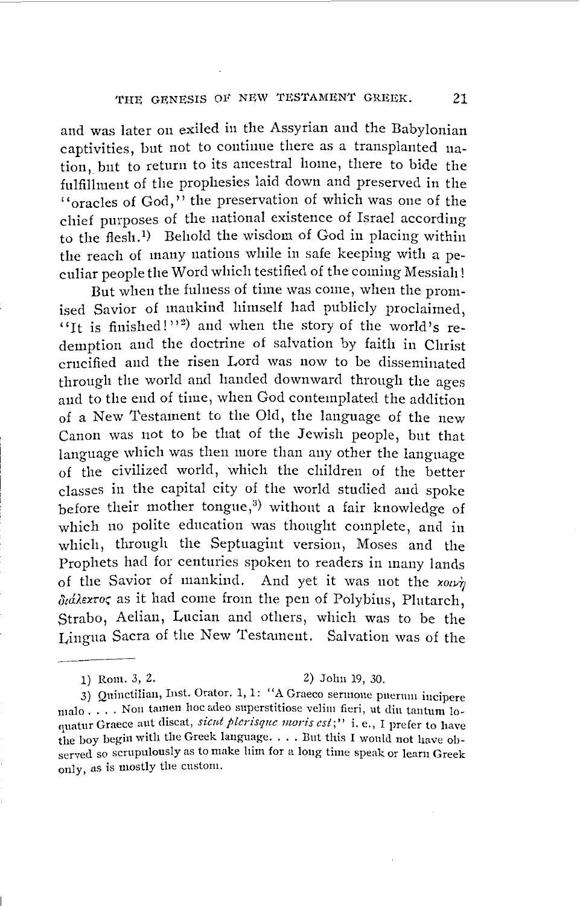and was later on exiled in the Assyrian and the Babylonian captivities, but not to continue there as a transplanted nation, but to return to its ancestral home, there to bide the fulfillment of the prophesies laid down and preserved in the "oracles of God," the preservation of which was one of the chief purposes of the national existence of Israel according to the flesh.[1]) Behold the wisdom of God in placing within the reach of many nations while in safe keeping with a peculiar people the Word which testified of the coming Messiah!

But when the fulness of time was come, when the promised Savior of mankind himself had publicly proclaimed, "It is finished!"[2]) and when the story of the world's redemption and the doctrine of salvation by faith in Christ crucified and the risen Lord was now to be disseminated through the world and handed downward through the ages and to the end of time, when God contemplated the addition of a New Testament to the Old, the language of the new Canon was not to be that of the Jewish people, but that language which was then more than any other the language of the civilized world, which the children of the better classes in the capital city of the world studied and spoke before their mother tongue,[3]) without a fair knowledge of which no polite education was thought complete, and in which, through the Septuagint version, Moses and the Prophets had for centuries spoken to readers in many lands of the Savior of mankind. And yet it was not the *κοινὴ διάλεκτος* as it had come from the pen of Polybius, Plutarch, Strabo, Aelian, Lucian and others, which was to be the Lingua Sacra of the New Testament. Salvation was of the

---

1) Rom. 3, 2. 2) John 19, 30.

3) Quinctilian, Inst. Orator. 1, 1: "A Graeco sermone puerum incipere malo . . . . Non tamen hoc adeo superstitiose velim fieri, ut diu tantum loquatur Graece aut discat, *sicut plerisque moris est*;" i. e., I prefer to have the boy begin with the Greek language. . . . But this I would not have observed so scrupulously as to make him for a long time speak or learn Greek only, as is mostly the custom.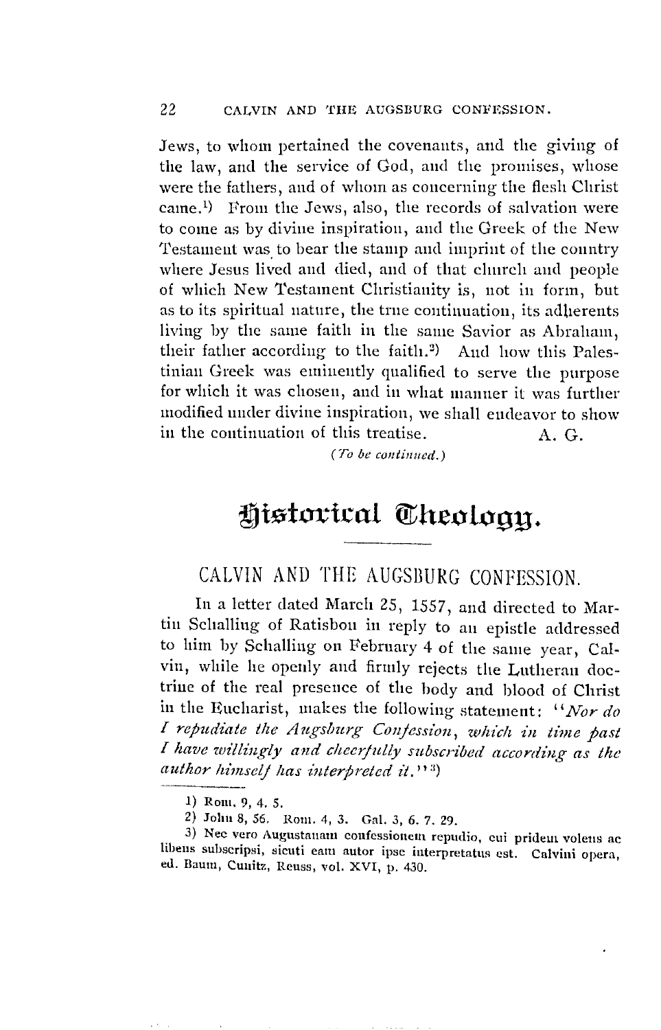Jews, to whom pertained the covenants, and the giving of the law, and the service of God, and the promises, whose were the fathers, and of whom as concerning the flesh Christ came.[1] From the Jews, also, the records of salvation were to come as by divine inspiration, and the Greek of the New Testament was to bear the stamp and imprint of the country where Jesus lived and died, and of that church and people of which New Testament Christianity is, not in form, but as to its spiritual nature, the true continuation, its adherents living by the same faith in the same Savior as Abraham, their father according to the faith.[2] And how this Palestinian Greek was eminently qualified to serve the purpose for which it was chosen, and in what manner it was further modified under divine inspiration, we shall endeavor to show in the continuation of this treatise. A. G.

*(To be continued.)*

# Historical Theology.

## CALVIN AND THE AUGSBURG CONFESSION.

In a letter dated March 25, 1557, and directed to Martin Schalling of Ratisbon in reply to an epistle addressed to him by Schalling on February 4 of the same year, Calvin, while he openly and firmly rejects the Lutheran doctrine of the real presence of the body and blood of Christ in the Eucharist, makes the following statement: "*Nor do I repudiate the Augsburg Confession, which in time past I have willingly and cheerfully subscribed according as the author himself has interpreted it.*"[3]

---

1) Rom. 9, 4. 5.

2) John 8, 56. Rom. 4, 3. Gal. 3, 6. 7. 29.

3) Nec vero Augustanam confessionem repudio, cui pridem volens ac libens subscripsi, sicuti eam autor ipse interpretatus est. Calvini opera, ed. Baum, Cunitz, Reuss, vol. XVI, p. 430.